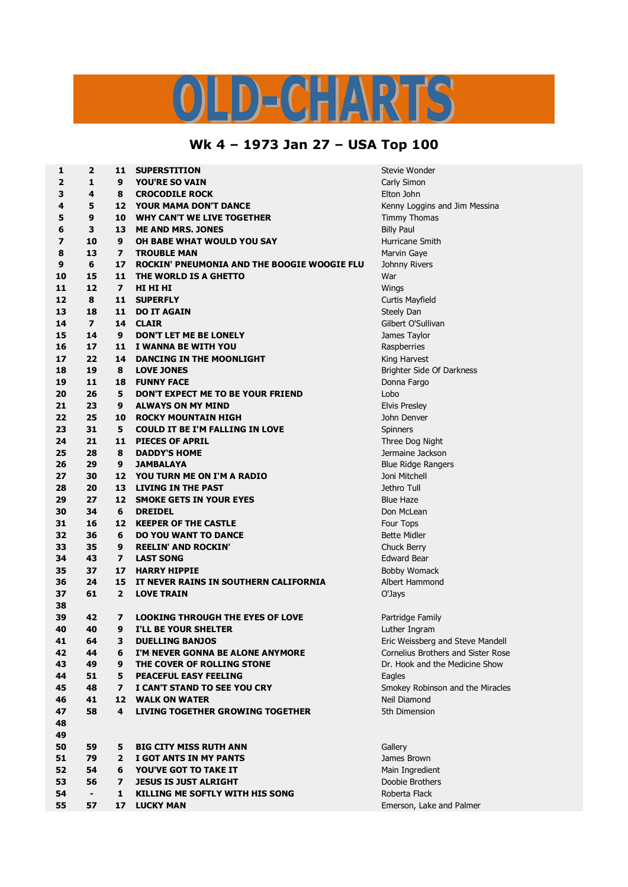# OLD-CHARTS

## Wk 4 – 1973 Jan 27 – USA Top 100

| | | | | |
|---|---|---|---|---|
| 1 | 2 | 11 | SUPERSTITION | Stevie Wonder |
| 2 | 1 | 9 | YOU'RE SO VAIN | Carly Simon |
| 3 | 4 | 8 | CROCODILE ROCK | Elton John |
| 4 | 5 | 12 | YOUR MAMA DON'T DANCE | Kenny Loggins and Jim Messina |
| 5 | 9 | 10 | WHY CAN'T WE LIVE TOGETHER | Timmy Thomas |
| 6 | 3 | 13 | ME AND MRS. JONES | Billy Paul |
| 7 | 10 | 9 | OH BABE WHAT WOULD YOU SAY | Hurricane Smith |
| 8 | 13 | 7 | TROUBLE MAN | Marvin Gaye |
| 9 | 6 | 17 | ROCKIN' PNEUMONIA AND THE BOOGIE WOOGIE FLU | Johnny Rivers |
| 10 | 15 | 11 | THE WORLD IS A GHETTO | War |
| 11 | 12 | 7 | HI HI HI | Wings |
| 12 | 8 | 11 | SUPERFLY | Curtis Mayfield |
| 13 | 18 | 11 | DO IT AGAIN | Steely Dan |
| 14 | 7 | 14 | CLAIR | Gilbert O'Sullivan |
| 15 | 14 | 9 | DON'T LET ME BE LONELY | James Taylor |
| 16 | 17 | 11 | I WANNA BE WITH YOU | Raspberries |
| 17 | 22 | 14 | DANCING IN THE MOONLIGHT | King Harvest |
| 18 | 19 | 8 | LOVE JONES | Brighter Side Of Darkness |
| 19 | 11 | 18 | FUNNY FACE | Donna Fargo |
| 20 | 26 | 5 | DON'T EXPECT ME TO BE YOUR FRIEND | Lobo |
| 21 | 23 | 9 | ALWAYS ON MY MIND | Elvis Presley |
| 22 | 25 | 10 | ROCKY MOUNTAIN HIGH | John Denver |
| 23 | 31 | 5 | COULD IT BE I'M FALLING IN LOVE | Spinners |
| 24 | 21 | 11 | PIECES OF APRIL | Three Dog Night |
| 25 | 28 | 8 | DADDY'S HOME | Jermaine Jackson |
| 26 | 29 | 9 | JAMBALAYA | Blue Ridge Rangers |
| 27 | 30 | 12 | YOU TURN ME ON I'M A RADIO | Joni Mitchell |
| 28 | 20 | 13 | LIVING IN THE PAST | Jethro Tull |
| 29 | 27 | 12 | SMOKE GETS IN YOUR EYES | Blue Haze |
| 30 | 34 | 6 | DREIDEL | Don McLean |
| 31 | 16 | 12 | KEEPER OF THE CASTLE | Four Tops |
| 32 | 36 | 6 | DO YOU WANT TO DANCE | Bette Midler |
| 33 | 35 | 9 | REELIN' AND ROCKIN' | Chuck Berry |
| 34 | 43 | 7 | LAST SONG | Edward Bear |
| 35 | 37 | 17 | HARRY HIPPIE | Bobby Womack |
| 36 | 24 | 15 | IT NEVER RAINS IN SOUTHERN CALIFORNIA | Albert Hammond |
| 37 | 61 | 2 | LOVE TRAIN | O'Jays |
| 38 | | | | |
| 39 | 42 | 7 | LOOKING THROUGH THE EYES OF LOVE | Partridge Family |
| 40 | 40 | 9 | I'LL BE YOUR SHELTER | Luther Ingram |
| 41 | 64 | 3 | DUELLING BANJOS | Eric Weissberg and Steve Mandell |
| 42 | 44 | 6 | I'M NEVER GONNA BE ALONE ANYMORE | Cornelius Brothers and Sister Rose |
| 43 | 49 | 9 | THE COVER OF ROLLING STONE | Dr. Hook and the Medicine Show |
| 44 | 51 | 5 | PEACEFUL EASY FEELING | Eagles |
| 45 | 48 | 7 | I CAN'T STAND TO SEE YOU CRY | Smokey Robinson and the Miracles |
| 46 | 41 | 12 | WALK ON WATER | Neil Diamond |
| 47 | 58 | 4 | LIVING TOGETHER GROWING TOGETHER | 5th Dimension |
| 48 | | | | |
| 49 | | | | |
| 50 | 59 | 5 | BIG CITY MISS RUTH ANN | Gallery |
| 51 | 79 | 2 | I GOT ANTS IN MY PANTS | James Brown |
| 52 | 54 | 6 | YOU'VE GOT TO TAKE IT | Main Ingredient |
| 53 | 56 | 7 | JESUS IS JUST ALRIGHT | Doobie Brothers |
| 54 | - | 1 | KILLING ME SOFTLY WITH HIS SONG | Roberta Flack |
| 55 | 57 | 17 | LUCKY MAN | Emerson, Lake and Palmer |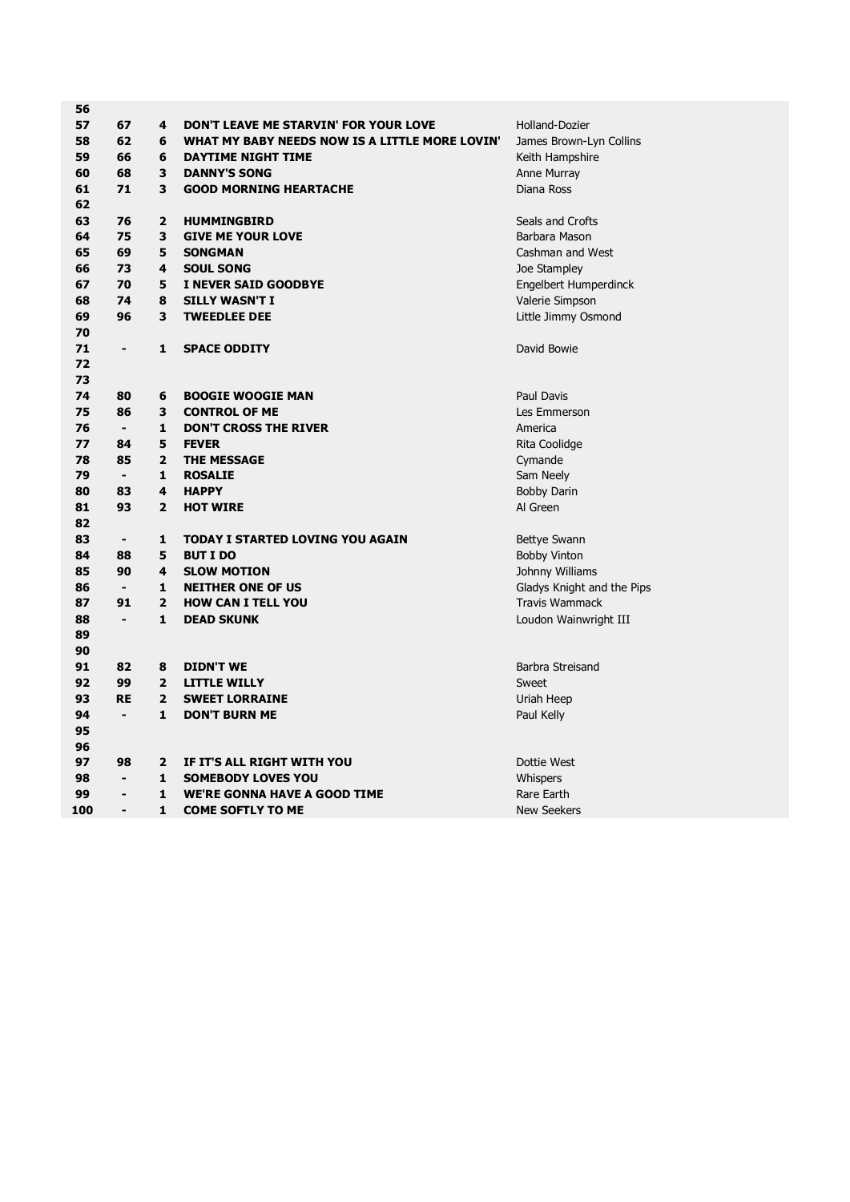| | | | | |
|---|---|---|---|---|
| 56 | | | | |
| 57 | 67 | 4 | DON'T LEAVE ME STARVIN' FOR YOUR LOVE | Holland-Dozier |
| 58 | 62 | 6 | WHAT MY BABY NEEDS NOW IS A LITTLE MORE LOVIN' | James Brown-Lyn Collins |
| 59 | 66 | 6 | DAYTIME NIGHT TIME | Keith Hampshire |
| 60 | 68 | 3 | DANNY'S SONG | Anne Murray |
| 61 | 71 | 3 | GOOD MORNING HEARTACHE | Diana Ross |
| 62 | | | | |
| 63 | 76 | 2 | HUMMINGBIRD | Seals and Crofts |
| 64 | 75 | 3 | GIVE ME YOUR LOVE | Barbara Mason |
| 65 | 69 | 5 | SONGMAN | Cashman and West |
| 66 | 73 | 4 | SOUL SONG | Joe Stampley |
| 67 | 70 | 5 | I NEVER SAID GOODBYE | Engelbert Humperdinck |
| 68 | 74 | 8 | SILLY WASN'T I | Valerie Simpson |
| 69 | 96 | 3 | TWEEDLEE DEE | Little Jimmy Osmond |
| 70 | | | | |
| 71 | - | 1 | SPACE ODDITY | David Bowie |
| 72 | | | | |
| 73 | | | | |
| 74 | 80 | 6 | BOOGIE WOOGIE MAN | Paul Davis |
| 75 | 86 | 3 | CONTROL OF ME | Les Emmerson |
| 76 | - | 1 | DON'T CROSS THE RIVER | America |
| 77 | 84 | 5 | FEVER | Rita Coolidge |
| 78 | 85 | 2 | THE MESSAGE | Cymande |
| 79 | - | 1 | ROSALIE | Sam Neely |
| 80 | 83 | 4 | HAPPY | Bobby Darin |
| 81 | 93 | 2 | HOT WIRE | Al Green |
| 82 | | | | |
| 83 | - | 1 | TODAY I STARTED LOVING YOU AGAIN | Bettye Swann |
| 84 | 88 | 5 | BUT I DO | Bobby Vinton |
| 85 | 90 | 4 | SLOW MOTION | Johnny Williams |
| 86 | - | 1 | NEITHER ONE OF US | Gladys Knight and the Pips |
| 87 | 91 | 2 | HOW CAN I TELL YOU | Travis Wammack |
| 88 | - | 1 | DEAD SKUNK | Loudon Wainwright III |
| 89 | | | | |
| 90 | | | | |
| 91 | 82 | 8 | DIDN'T WE | Barbra Streisand |
| 92 | 99 | 2 | LITTLE WILLY | Sweet |
| 93 | RE | 2 | SWEET LORRAINE | Uriah Heep |
| 94 | - | 1 | DON'T BURN ME | Paul Kelly |
| 95 | | | | |
| 96 | | | | |
| 97 | 98 | 2 | IF IT'S ALL RIGHT WITH YOU | Dottie West |
| 98 | - | 1 | SOMEBODY LOVES YOU | Whispers |
| 99 | - | 1 | WE'RE GONNA HAVE A GOOD TIME | Rare Earth |
| 100 | - | 1 | COME SOFTLY TO ME | New Seekers |